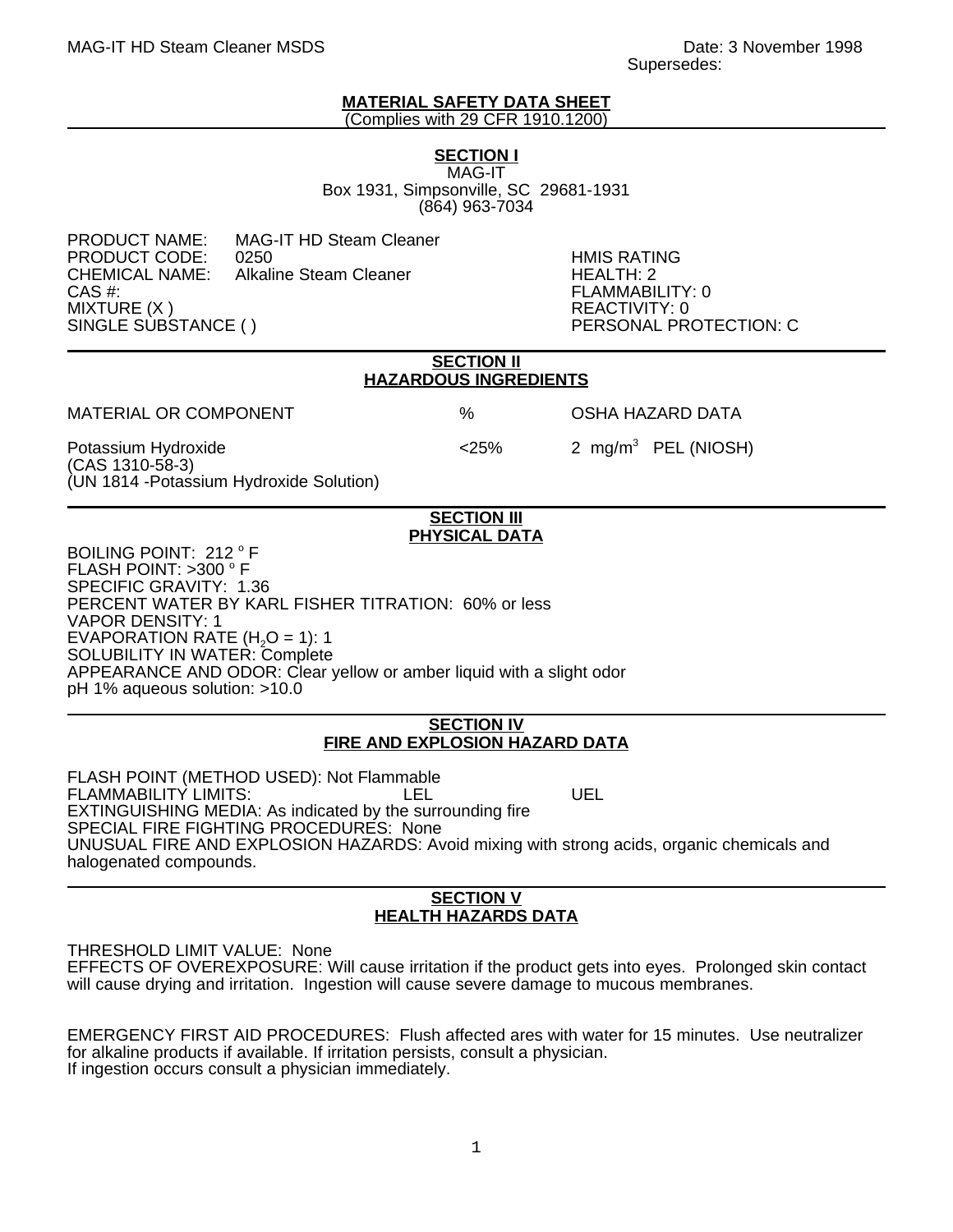MAG-IT HD Steam Cleaner MSDS

Date: 3 November 1998
Supersedes:

# MATERIAL SAFETY DATA SHEET

(Complies with 29 CFR 1910.1200)

## SECTION I

MAG-IT
Box 1931, Simpsonville, SC 29681-1931
(864) 963-7034

| | | |
|---|---|---|
| PRODUCT NAME: | MAG-IT HD Steam Cleaner | |
| PRODUCT CODE: | 0250 | HMIS RATING |
| CHEMICAL NAME: | Alkaline Steam Cleaner | HEALTH: 2 |
| CAS #: | | FLAMMABILITY: 0 |
| MIXTURE (X ) | | REACTIVITY: 0 |
| SINGLE SUBSTANCE ( ) | | PERSONAL PROTECTION: C |

## SECTION II
## HAZARDOUS INGREDIENTS

| MATERIAL OR COMPONENT | % | OSHA HAZARD DATA |
|---|---|---|
| Potassium Hydroxide (CAS 1310-58-3) (UN 1814 -Potassium Hydroxide Solution) | <25% | 2 $mg/m^3$ PEL (NIOSH) |

## SECTION III
## PHYSICAL DATA

BOILING POINT: 212 $^{o}$ F
FLASH POINT: >300 $^{o}$ F
SPECIFIC GRAVITY: 1.36
PERCENT WATER BY KARL FISHER TITRATION: 60% or less
VAPOR DENSITY: 1
EVAPORATION RATE ($H_2O$ = 1): 1
SOLUBILITY IN WATER: Complete
APPEARANCE AND ODOR: Clear yellow or amber liquid with a slight odor
pH 1% aqueous solution: >10.0

## SECTION IV
## FIRE AND EXPLOSION HAZARD DATA

FLASH POINT (METHOD USED): Not Flammable
FLAMMABILITY LIMITS: LEL UEL
EXTINGUISHING MEDIA: As indicated by the surrounding fire
SPECIAL FIRE FIGHTING PROCEDURES: None
UNUSUAL FIRE AND EXPLOSION HAZARDS: Avoid mixing with strong acids, organic chemicals and halogenated compounds.

## SECTION V
## HEALTH HAZARDS DATA

THRESHOLD LIMIT VALUE: None
EFFECTS OF OVEREXPOSURE: Will cause irritation if the product gets into eyes. Prolonged skin contact will cause drying and irritation. Ingestion will cause severe damage to mucous membranes.

EMERGENCY FIRST AID PROCEDURES: Flush affected ares with water for 15 minutes. Use neutralizer for alkaline products if available. If irritation persists, consult a physician.
If ingestion occurs consult a physician immediately.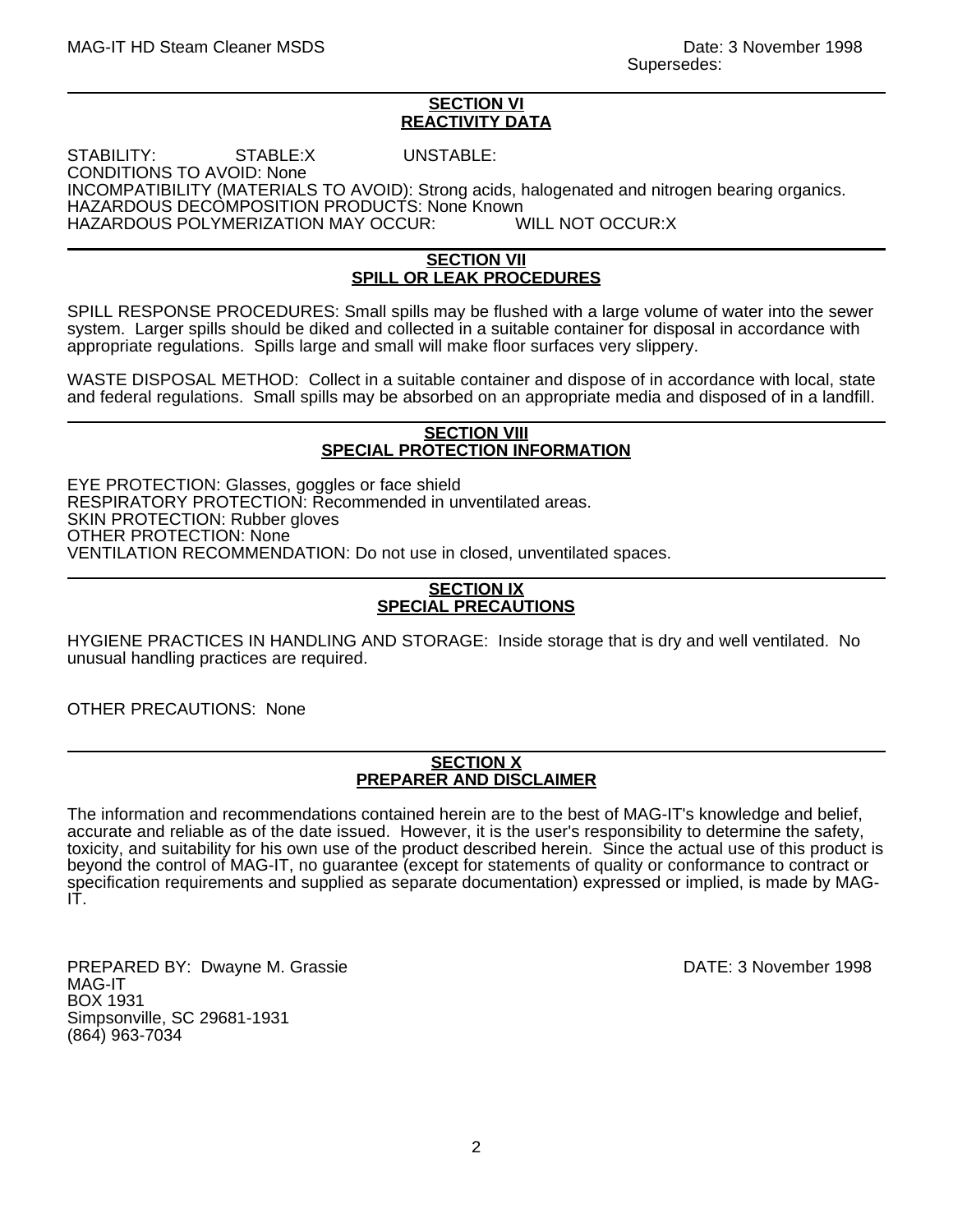## SECTION VI
## REACTIVITY DATA

STABILITY: STABLE:X UNSTABLE:
CONDITIONS TO AVOID: None
INCOMPATIBILITY (MATERIALS TO AVOID): Strong acids, halogenated and nitrogen bearing organics.
HAZARDOUS DECOMPOSITION PRODUCTS: None Known
HAZARDOUS POLYMERIZATION MAY OCCUR: WILL NOT OCCUR:X

## SECTION VII
## SPILL OR LEAK PROCEDURES

SPILL RESPONSE PROCEDURES: Small spills may be flushed with a large volume of water into the sewer system. Larger spills should be diked and collected in a suitable container for disposal in accordance with appropriate regulations. Spills large and small will make floor surfaces very slippery.

WASTE DISPOSAL METHOD: Collect in a suitable container and dispose of in accordance with local, state and federal regulations. Small spills may be absorbed on an appropriate media and disposed of in a landfill.

## SECTION VIII
## SPECIAL PROTECTION INFORMATION

EYE PROTECTION: Glasses, goggles or face shield
RESPIRATORY PROTECTION: Recommended in unventilated areas.
SKIN PROTECTION: Rubber gloves
OTHER PROTECTION: None
VENTILATION RECOMMENDATION: Do not use in closed, unventilated spaces.

## SECTION IX
## SPECIAL PRECAUTIONS

HYGIENE PRACTICES IN HANDLING AND STORAGE: Inside storage that is dry and well ventilated. No unusual handling practices are required.

OTHER PRECAUTIONS: None

## SECTION X
## PREPARER AND DISCLAIMER

The information and recommendations contained herein are to the best of MAG-IT's knowledge and belief, accurate and reliable as of the date issued. However, it is the user's responsibility to determine the safety, toxicity, and suitability for his own use of the product described herein. Since the actual use of this product is beyond the control of MAG-IT, no guarantee (except for statements of quality or conformance to contract or specification requirements and supplied as separate documentation) expressed or implied, is made by MAG-IT.

PREPARED BY: Dwayne M. Grassie DATE: 3 November 1998
MAG-IT
BOX 1931
Simpsonville, SC 29681-1931
(864) 963-7034